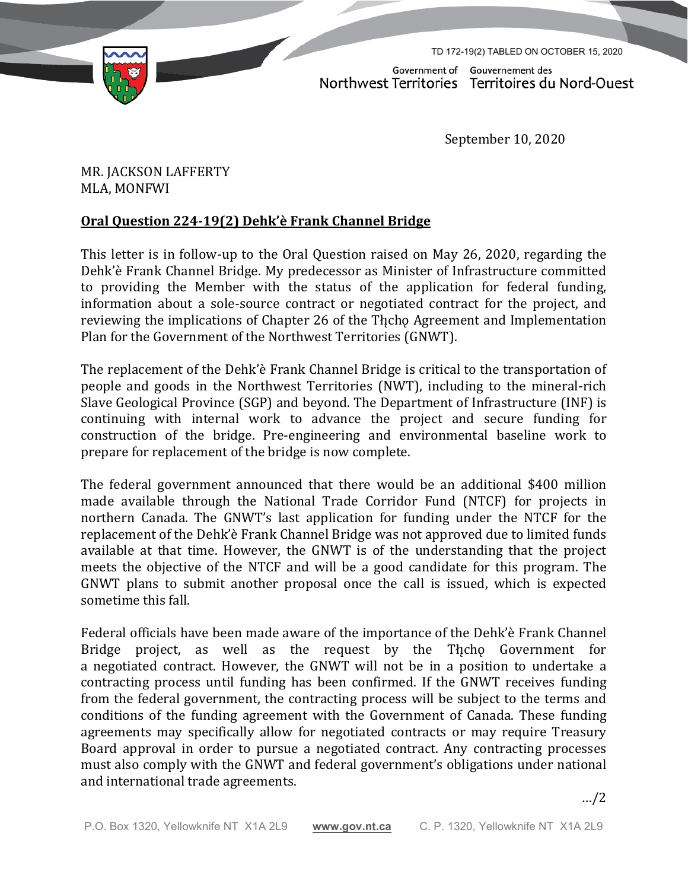TD 172-19(2) TABLED ON OCTOBER 15, 2020

Government of Northwest Territories | Gouvernement des Territoires du Nord-Ouest

September 10, 2020

MR. JACKSON LAFFERTY
MLA, MONFWI

**Oral Question 224-19(2) Dehk'è Frank Channel Bridge**

This letter is in follow-up to the Oral Question raised on May 26, 2020, regarding the Dehk'è Frank Channel Bridge. My predecessor as Minister of Infrastructure committed to providing the Member with the status of the application for federal funding, information about a sole-source contract or negotiated contract for the project, and reviewing the implications of Chapter 26 of the Tłı̨chǫ Agreement and Implementation Plan for the Government of the Northwest Territories (GNWT).

The replacement of the Dehk'è Frank Channel Bridge is critical to the transportation of people and goods in the Northwest Territories (NWT), including to the mineral-rich Slave Geological Province (SGP) and beyond. The Department of Infrastructure (INF) is continuing with internal work to advance the project and secure funding for construction of the bridge. Pre-engineering and environmental baseline work to prepare for replacement of the bridge is now complete.

The federal government announced that there would be an additional $400 million made available through the National Trade Corridor Fund (NTCF) for projects in northern Canada. The GNWT's last application for funding under the NTCF for the replacement of the Dehk'è Frank Channel Bridge was not approved due to limited funds available at that time. However, the GNWT is of the understanding that the project meets the objective of the NTCF and will be a good candidate for this program. The GNWT plans to submit another proposal once the call is issued, which is expected sometime this fall.

Federal officials have been made aware of the importance of the Dehk'è Frank Channel Bridge project, as well as the request by the Tłı̨chǫ Government for a negotiated contract. However, the GNWT will not be in a position to undertake a contracting process until funding has been confirmed. If the GNWT receives funding from the federal government, the contracting process will be subject to the terms and conditions of the funding agreement with the Government of Canada. These funding agreements may specifically allow for negotiated contracts or may require Treasury Board approval in order to pursue a negotiated contract. Any contracting processes must also comply with the GNWT and federal government's obligations under national and international trade agreements.

.../2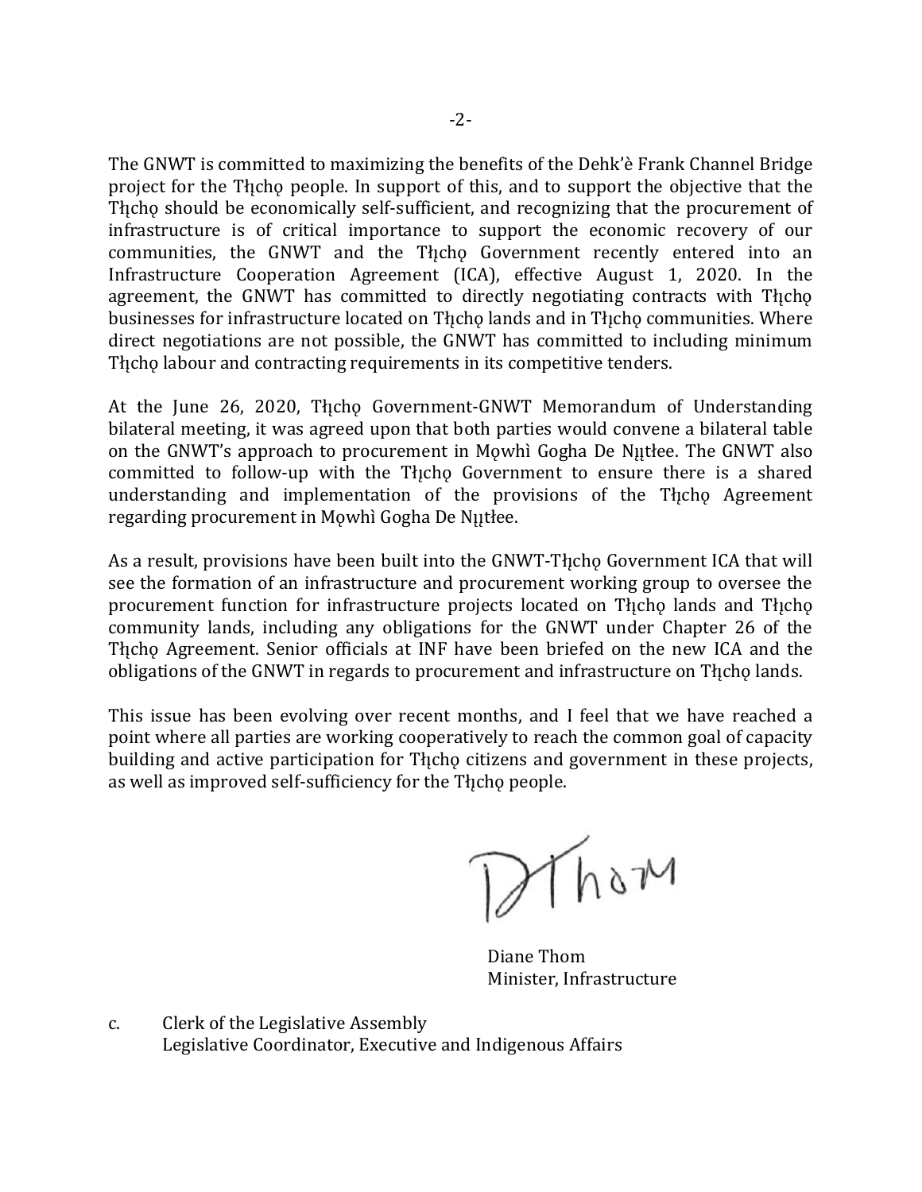The GNWT is committed to maximizing the benefits of the Dehk'è Frank Channel Bridge project for the Tłįchǫ people. In support of this, and to support the objective that the Tłįchǫ should be economically self-sufficient, and recognizing that the procurement of infrastructure is of critical importance to support the economic recovery of our communities, the GNWT and the Tłįchǫ Government recently entered into an Infrastructure Cooperation Agreement (ICA), effective August 1, 2020. In the agreement, the GNWT has committed to directly negotiating contracts with Tłįchǫ businesses for infrastructure located on Tłįchǫ lands and in Tłįchǫ communities. Where direct negotiations are not possible, the GNWT has committed to including minimum Tłįchǫ labour and contracting requirements in its competitive tenders.

At the June 26, 2020, Tłįchǫ Government-GNWT Memorandum of Understanding bilateral meeting, it was agreed upon that both parties would convene a bilateral table on the GNWT's approach to procurement in Mǫwhì Gogha De Nįįtłee. The GNWT also committed to follow-up with the Tłįchǫ Government to ensure there is a shared understanding and implementation of the provisions of the Tłįchǫ Agreement regarding procurement in Mǫwhì Gogha De Nįįtłee.

As a result, provisions have been built into the GNWT-Tłįchǫ Government ICA that will see the formation of an infrastructure and procurement working group to oversee the procurement function for infrastructure projects located on Tłįchǫ lands and Tłįchǫ community lands, including any obligations for the GNWT under Chapter 26 of the Tłįchǫ Agreement. Senior officials at INF have been briefed on the new ICA and the obligations of the GNWT in regards to procurement and infrastructure on Tłįchǫ lands.

This issue has been evolving over recent months, and I feel that we have reached a point where all parties are working cooperatively to reach the common goal of capacity building and active participation for Tłįchǫ citizens and government in these projects, as well as improved self-sufficiency for the Tłįchǫ people.

Diane Thom
Minister, Infrastructure

c. Clerk of the Legislative Assembly
Legislative Coordinator, Executive and Indigenous Affairs